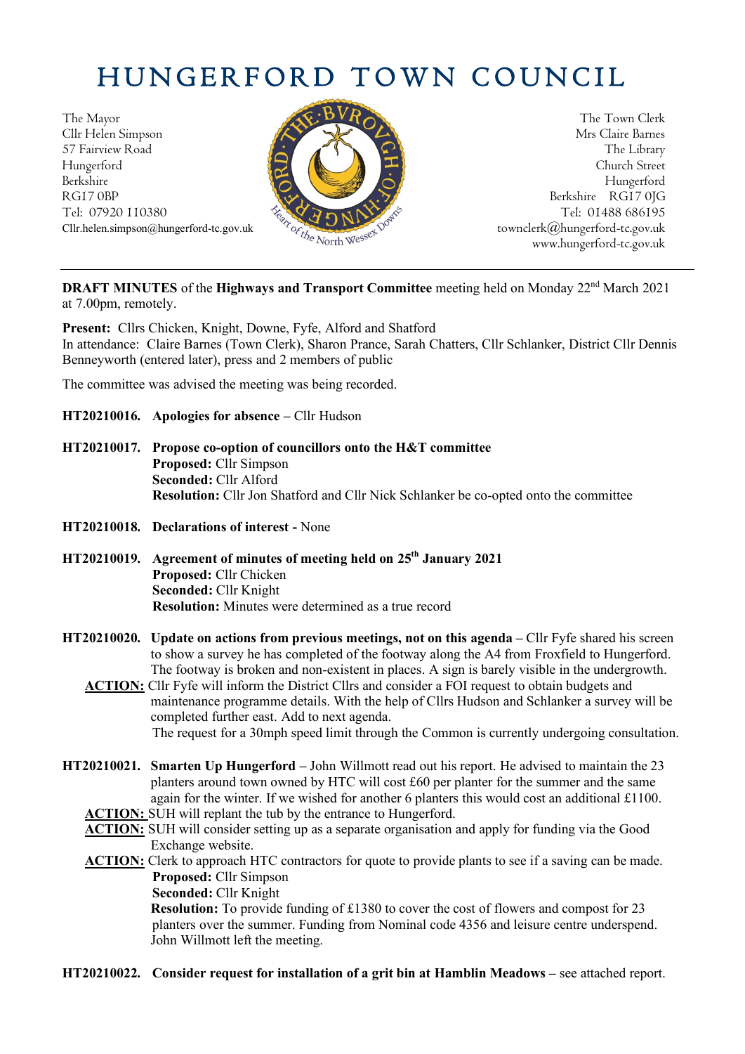# HUNGERFORD TOWN COUNCIL

The Mayor
Cllr Helen Simpson
57 Fairview Road
Hungerford
Berkshire
RG17 0BP
Tel: 07920 110380
Cllr.helen.simpson@hungerford-tc.gov.uk

The Town Clerk
Mrs Claire Barnes
The Library
Church Street
Hungerford
Berkshire RG17 0JG
Tel: 01488 686195
townclerk@hungerford-tc.gov.uk
www.hungerford-tc.gov.uk

---

**DRAFT MINUTES** of the **Highways and Transport Committee** meeting held on Monday 22nd March 2021 at 7.00pm, remotely.

**Present:** Cllrs Chicken, Knight, Downe, Fyfe, Alford and Shatford
In attendance: Claire Barnes (Town Clerk), Sharon Prance, Sarah Chatters, Cllr Schlanker, District Cllr Dennis Benneyworth (entered later), press and 2 members of public

The committee was advised the meeting was being recorded.

**HT20210016. Apologies for absence –** Cllr Hudson

**HT20210017. Propose co-option of councillors onto the H&T committee**
**Proposed:** Cllr Simpson
**Seconded:** Cllr Alford
**Resolution:** Cllr Jon Shatford and Cllr Nick Schlanker be co-opted onto the committee

**HT20210018. Declarations of interest -** None

**HT20210019. Agreement of minutes of meeting held on 25th January 2021**
**Proposed:** Cllr Chicken
**Seconded:** Cllr Knight
**Resolution:** Minutes were determined as a true record

**HT20210020. Update on actions from previous meetings, not on this agenda –** Cllr Fyfe shared his screen to show a survey he has completed of the footway along the A4 from Froxfield to Hungerford. The footway is broken and non-existent in places. A sign is barely visible in the undergrowth.
**ACTION:** Cllr Fyfe will inform the District Cllrs and consider a FOI request to obtain budgets and maintenance programme details. With the help of Cllrs Hudson and Schlanker a survey will be completed further east. Add to next agenda.
The request for a 30mph speed limit through the Common is currently undergoing consultation.

**HT20210021. Smarten Up Hungerford –** John Willmott read out his report. He advised to maintain the 23 planters around town owned by HTC will cost £60 per planter for the summer and the same again for the winter. If we wished for another 6 planters this would cost an additional £1100.
**ACTION:** SUH will replant the tub by the entrance to Hungerford.
**ACTION:** SUH will consider setting up as a separate organisation and apply for funding via the Good Exchange website.
**ACTION:** Clerk to approach HTC contractors for quote to provide plants to see if a saving can be made.
**Proposed:** Cllr Simpson
**Seconded:** Cllr Knight
**Resolution:** To provide funding of £1380 to cover the cost of flowers and compost for 23 planters over the summer. Funding from Nominal code 4356 and leisure centre underspend.
John Willmott left the meeting.

**HT20210022. Consider request for installation of a grit bin at Hamblin Meadows –** see attached report.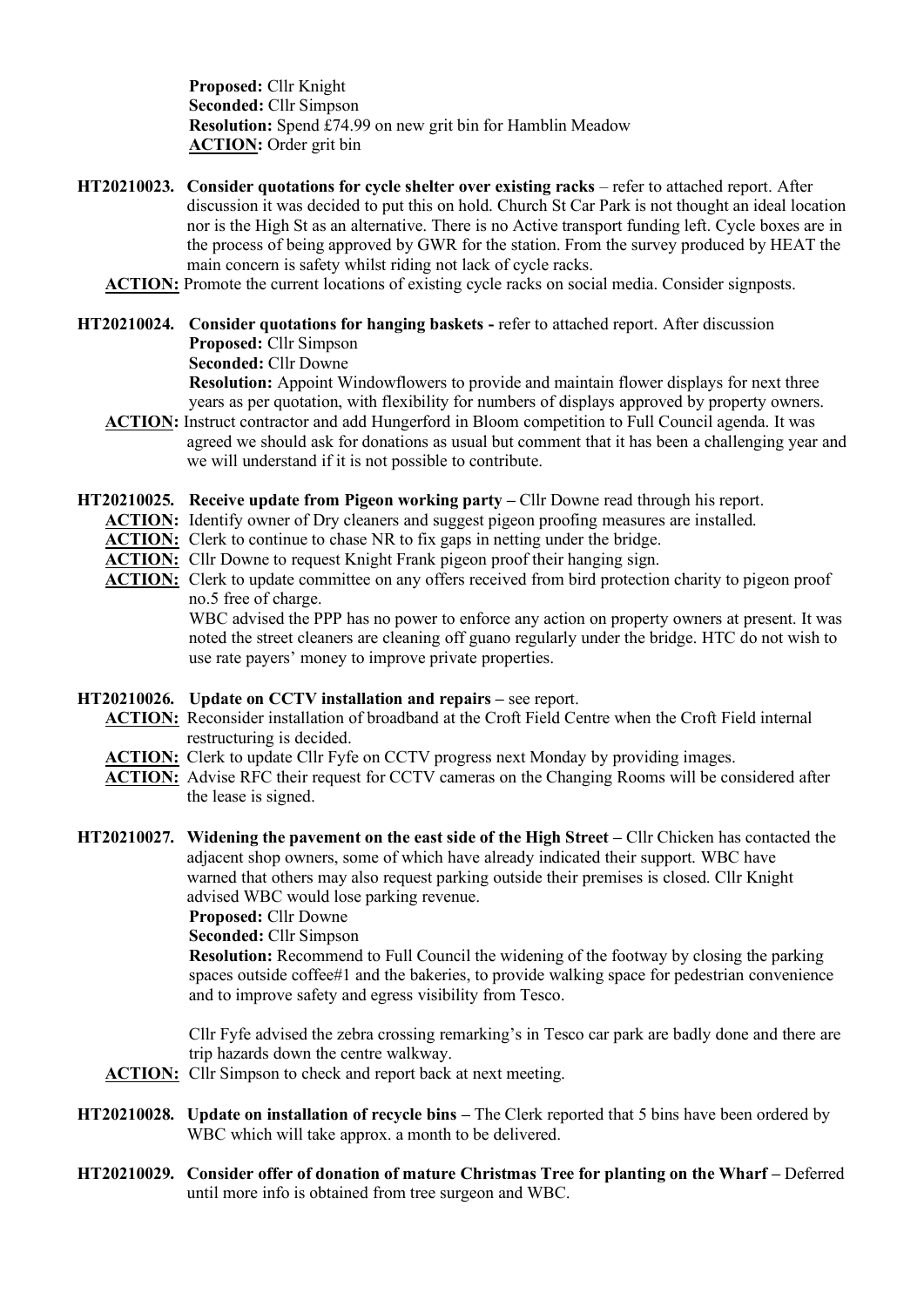**Proposed:** Cllr Knight
**Seconded:** Cllr Simpson
**Resolution:** Spend £74.99 on new grit bin for Hamblin Meadow
**ACTION:** Order grit bin

**HT20210023. Consider quotations for cycle shelter over existing racks** – refer to attached report. After discussion it was decided to put this on hold. Church St Car Park is not thought an ideal location nor is the High St as an alternative. There is no Active transport funding left. Cycle boxes are in the process of being approved by GWR for the station. From the survey produced by HEAT the main concern is safety whilst riding not lack of cycle racks.

**ACTION:** Promote the current locations of existing cycle racks on social media. Consider signposts.

**HT20210024. Consider quotations for hanging baskets -** refer to attached report. After discussion
**Proposed:** Cllr Simpson
**Seconded:** Cllr Downe
**Resolution:** Appoint Windowflowers to provide and maintain flower displays for next three years as per quotation, with flexibility for numbers of displays approved by property owners.

**ACTION:** Instruct contractor and add Hungerford in Bloom competition to Full Council agenda. It was agreed we should ask for donations as usual but comment that it has been a challenging year and we will understand if it is not possible to contribute.

**HT20210025. Receive update from Pigeon working party –** Cllr Downe read through his report.

**ACTION:** Identify owner of Dry cleaners and suggest pigeon proofing measures are installed.
**ACTION:** Clerk to continue to chase NR to fix gaps in netting under the bridge.
**ACTION:** Cllr Downe to request Knight Frank pigeon proof their hanging sign.
**ACTION:** Clerk to update committee on any offers received from bird protection charity to pigeon proof no.5 free of charge.

WBC advised the PPP has no power to enforce any action on property owners at present. It was noted the street cleaners are cleaning off guano regularly under the bridge. HTC do not wish to use rate payers' money to improve private properties.

**HT20210026. Update on CCTV installation and repairs –** see report.

**ACTION:** Reconsider installation of broadband at the Croft Field Centre when the Croft Field internal restructuring is decided.
**ACTION:** Clerk to update Cllr Fyfe on CCTV progress next Monday by providing images.
**ACTION:** Advise RFC their request for CCTV cameras on the Changing Rooms will be considered after the lease is signed.

**HT20210027. Widening the pavement on the east side of the High Street –** Cllr Chicken has contacted the adjacent shop owners, some of which have already indicated their support. WBC have warned that others may also request parking outside their premises is closed. Cllr Knight advised WBC would lose parking revenue.
**Proposed:** Cllr Downe
**Seconded:** Cllr Simpson
**Resolution:** Recommend to Full Council the widening of the footway by closing the parking spaces outside coffee#1 and the bakeries, to provide walking space for pedestrian convenience and to improve safety and egress visibility from Tesco.

Cllr Fyfe advised the zebra crossing remarking's in Tesco car park are badly done and there are trip hazards down the centre walkway.

**ACTION:** Cllr Simpson to check and report back at next meeting.

**HT20210028. Update on installation of recycle bins –** The Clerk reported that 5 bins have been ordered by WBC which will take approx. a month to be delivered.

**HT20210029. Consider offer of donation of mature Christmas Tree for planting on the Wharf –** Deferred until more info is obtained from tree surgeon and WBC.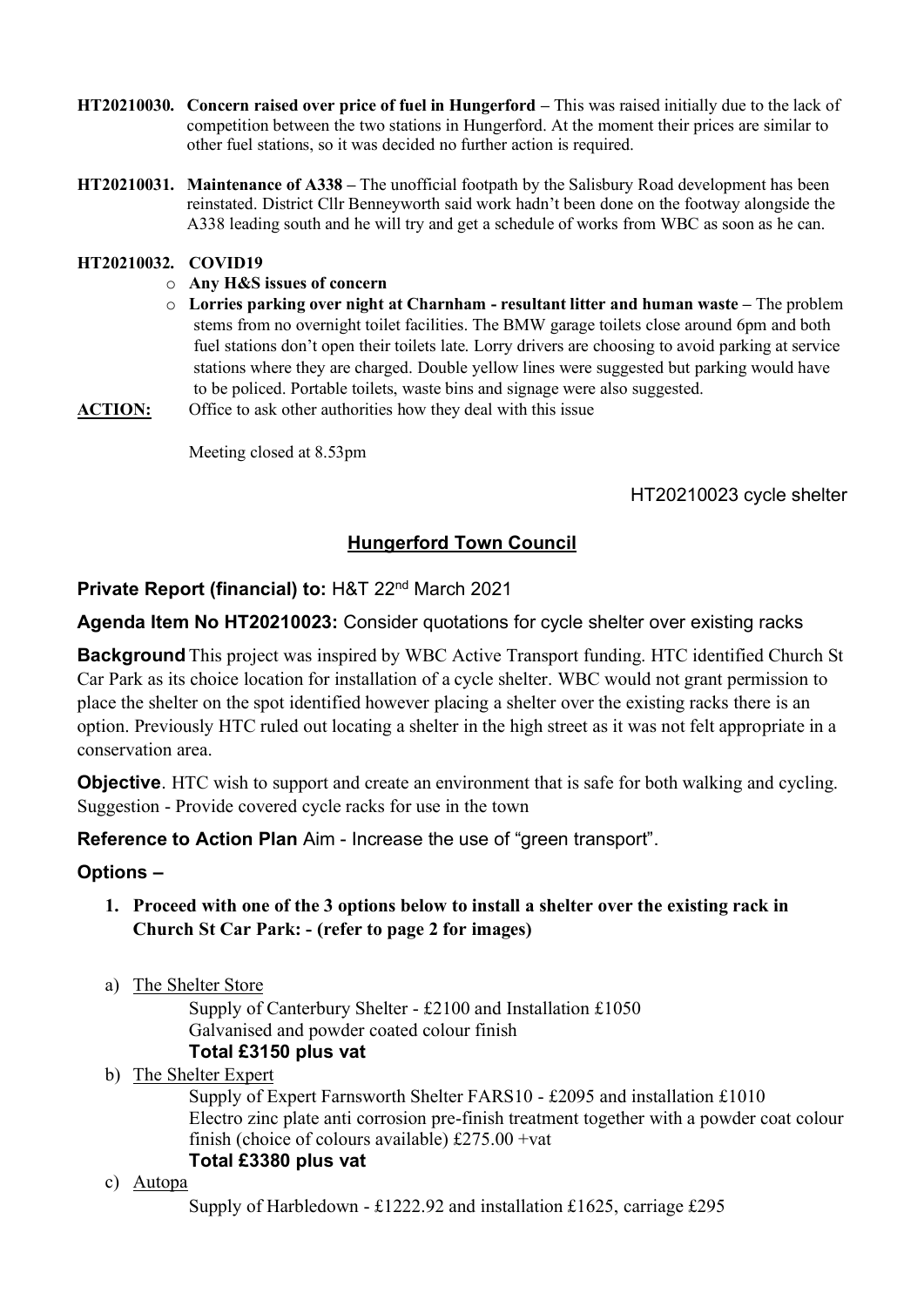**HT20210030. Concern raised over price of fuel in Hungerford –** This was raised initially due to the lack of competition between the two stations in Hungerford. At the moment their prices are similar to other fuel stations, so it was decided no further action is required.

**HT20210031. Maintenance of A338 –** The unofficial footpath by the Salisbury Road development has been reinstated. District Cllr Benneyworth said work hadn't been done on the footway alongside the A338 leading south and he will try and get a schedule of works from WBC as soon as he can.

**HT20210032. COVID19**

- **Any H&S issues of concern**
- **Lorries parking over night at Charnham - resultant litter and human waste –** The problem stems from no overnight toilet facilities. The BMW garage toilets close around 6pm and both fuel stations don't open their toilets late. Lorry drivers are choosing to avoid parking at service stations where they are charged. Double yellow lines were suggested but parking would have to be policed. Portable toilets, waste bins and signage were also suggested.

**ACTION:** Office to ask other authorities how they deal with this issue

Meeting closed at 8.53pm

HT20210023 cycle shelter

## Hungerford Town Council

**Private Report (financial) to:** H&T 22nd March 2021

**Agenda Item No HT20210023:** Consider quotations for cycle shelter over existing racks

**Background** This project was inspired by WBC Active Transport funding. HTC identified Church St Car Park as its choice location for installation of a cycle shelter. WBC would not grant permission to place the shelter on the spot identified however placing a shelter over the existing racks there is an option. Previously HTC ruled out locating a shelter in the high street as it was not felt appropriate in a conservation area.

**Objective**. HTC wish to support and create an environment that is safe for both walking and cycling. Suggestion - Provide covered cycle racks for use in the town

**Reference to Action Plan** Aim - Increase the use of "green transport".

**Options –**

1. **Proceed with one of the 3 options below to install a shelter over the existing rack in Church St Car Park: - (refer to page 2 for images)**

a) The Shelter Store

Supply of Canterbury Shelter - £2100 and Installation £1050
Galvanised and powder coated colour finish
**Total £3150 plus vat**

b) The Shelter Expert

Supply of Expert Farnsworth Shelter FARS10 - £2095 and installation £1010
Electro zinc plate anti corrosion pre-finish treatment together with a powder coat colour finish (choice of colours available) £275.00 +vat
**Total £3380 plus vat**

c) Autopa

Supply of Harbledown - £1222.92 and installation £1625, carriage £295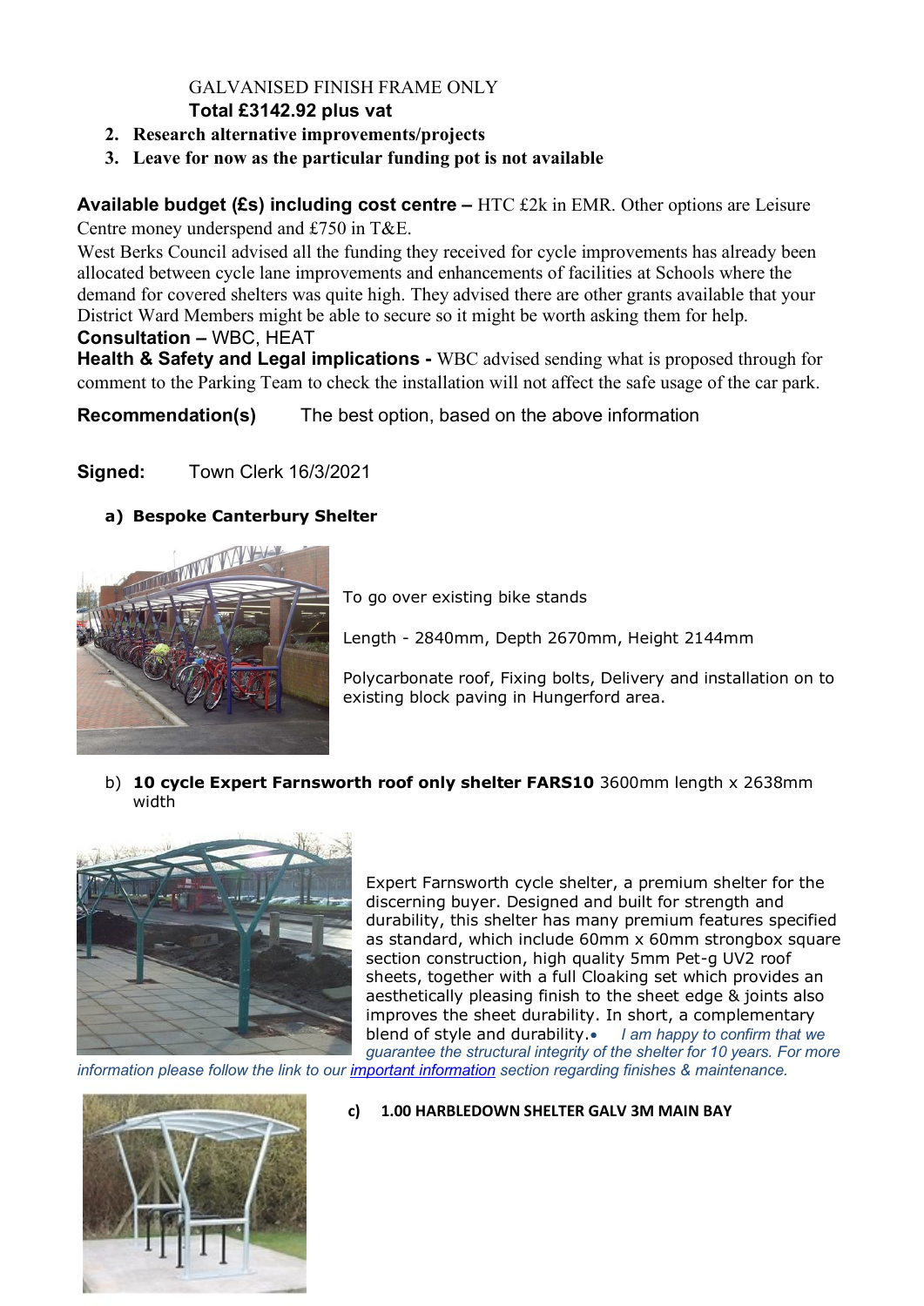GALVANISED FINISH FRAME ONLY

**Total £3142.92 plus vat**

2. **Research alternative improvements/projects**
3. **Leave for now as the particular funding pot is not available**

**Available budget (£s) including cost centre –** HTC £2k in EMR. Other options are Leisure Centre money underspend and £750 in T&E.

West Berks Council advised all the funding they received for cycle improvements has already been allocated between cycle lane improvements and enhancements of facilities at Schools where the demand for covered shelters was quite high. They advised there are other grants available that your District Ward Members might be able to secure so it might be worth asking them for help.

**Consultation –** WBC, HEAT

**Health & Safety and Legal implications -** WBC advised sending what is proposed through for comment to the Parking Team to check the installation will not affect the safe usage of the car park.

**Recommendation(s)** The best option, based on the above information

**Signed:** Town Clerk 16/3/2021

a) **Bespoke Canterbury Shelter**

To go over existing bike stands

Length - 2840mm, Depth 2670mm, Height 2144mm

Polycarbonate roof, Fixing bolts, Delivery and installation on to existing block paving in Hungerford area.

b) **10 cycle Expert Farnsworth roof only shelter FARS10** 3600mm length x 2638mm width

Expert Farnsworth cycle shelter, a premium shelter for the discerning buyer. Designed and built for strength and durability, this shelter has many premium features specified as standard, which include 60mm x 60mm strongbox square section construction, high quality 5mm Pet-g UV2 roof sheets, together with a full Cloaking set which provides an aesthetically pleasing finish to the sheet edge & joints also improves the sheet durability. In short, a complementary blend of style and durability.• *I am happy to confirm that we guarantee the structural integrity of the shelter for 10 years. For more information please follow the link to our important information section regarding finishes & maintenance.*

c) **1.00 HARBLEDOWN SHELTER GALV 3M MAIN BAY**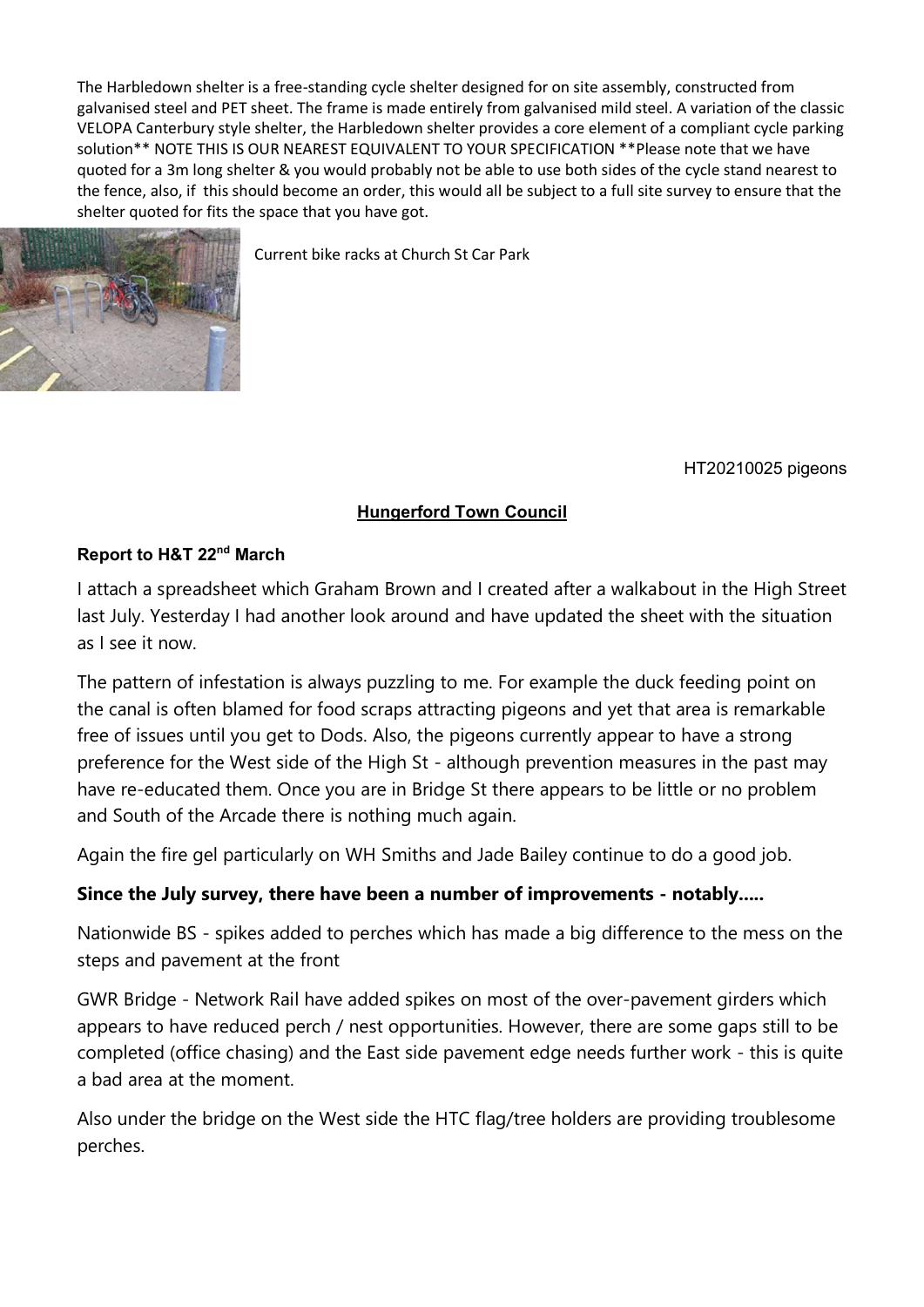The Harbledown shelter is a free-standing cycle shelter designed for on site assembly, constructed from galvanised steel and PET sheet. The frame is made entirely from galvanised mild steel. A variation of the classic VELOPA Canterbury style shelter, the Harbledown shelter provides a core element of a compliant cycle parking solution** NOTE THIS IS OUR NEAREST EQUIVALENT TO YOUR SPECIFICATION **Please note that we have quoted for a 3m long shelter & you would probably not be able to use both sides of the cycle stand nearest to the fence, also, if this should become an order, this would all be subject to a full site survey to ensure that the shelter quoted for fits the space that you have got.

Current bike racks at Church St Car Park

HT20210025 pigeons

**Hungerford Town Council**

**Report to H&T 22nd March**

I attach a spreadsheet which Graham Brown and I created after a walkabout in the High Street last July. Yesterday I had another look around and have updated the sheet with the situation as I see it now.

The pattern of infestation is always puzzling to me. For example the duck feeding point on the canal is often blamed for food scraps attracting pigeons and yet that area is remarkable free of issues until you get to Dods. Also, the pigeons currently appear to have a strong preference for the West side of the High St - although prevention measures in the past may have re-educated them. Once you are in Bridge St there appears to be little or no problem and South of the Arcade there is nothing much again.

Again the fire gel particularly on WH Smiths and Jade Bailey continue to do a good job.

**Since the July survey, there have been a number of improvements - notably…..**

Nationwide BS - spikes added to perches which has made a big difference to the mess on the steps and pavement at the front

GWR Bridge - Network Rail have added spikes on most of the over-pavement girders which appears to have reduced perch / nest opportunities. However, there are some gaps still to be completed (office chasing) and the East side pavement edge needs further work - this is quite a bad area at the moment.

Also under the bridge on the West side the HTC flag/tree holders are providing troublesome perches.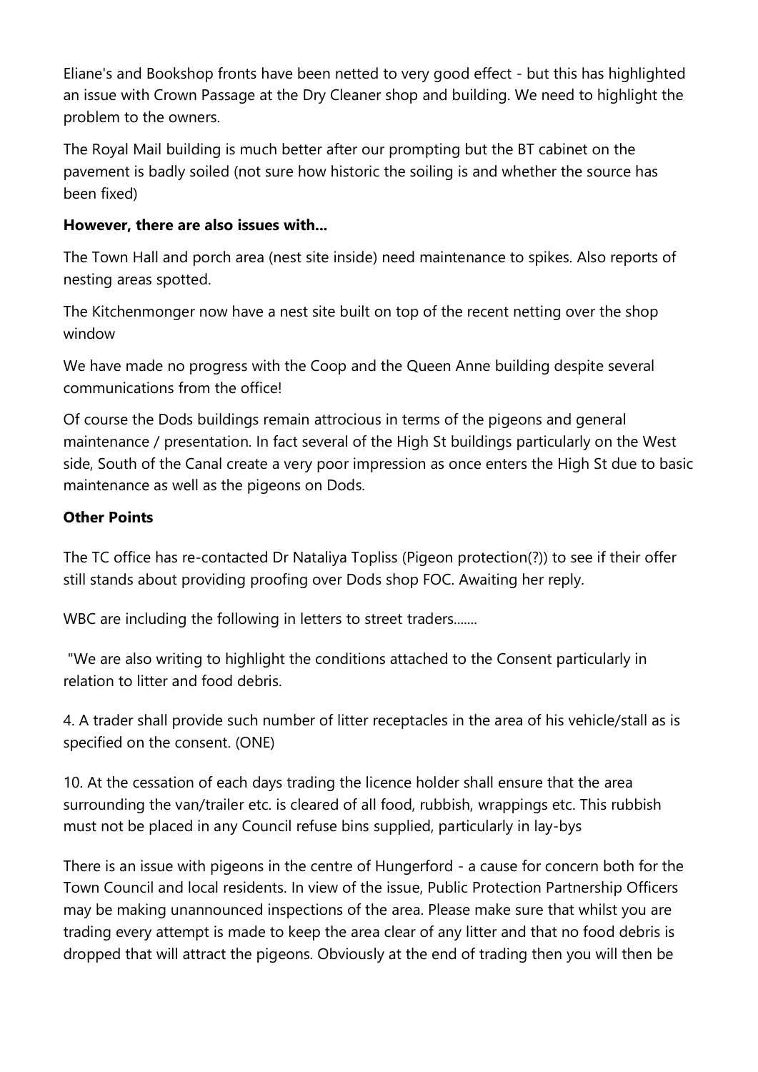Eliane's and Bookshop fronts have been netted to very good effect - but this has highlighted an issue with Crown Passage at the Dry Cleaner shop and building. We need to highlight the problem to the owners.

The Royal Mail building is much better after our prompting but the BT cabinet on the pavement is badly soiled (not sure how historic the soiling is and whether the source has been fixed)

**However, there are also issues with...**

The Town Hall and porch area (nest site inside) need maintenance to spikes. Also reports of nesting areas spotted.

The Kitchenmonger now have a nest site built on top of the recent netting over the shop window

We have made no progress with the Coop and the Queen Anne building despite several communications from the office!

Of course the Dods buildings remain attrocious in terms of the pigeons and general maintenance / presentation. In fact several of the High St buildings particularly on the West side, South of the Canal create a very poor impression as once enters the High St due to basic maintenance as well as the pigeons on Dods.

**Other Points**

The TC office has re-contacted Dr Nataliya Topliss (Pigeon protection(?)) to see if their offer still stands about providing proofing over Dods shop FOC. Awaiting her reply.

WBC are including the following in letters to street traders.......

"We are also writing to highlight the conditions attached to the Consent particularly in relation to litter and food debris.

4. A trader shall provide such number of litter receptacles in the area of his vehicle/stall as is specified on the consent. (ONE)

10. At the cessation of each days trading the licence holder shall ensure that the area surrounding the van/trailer etc. is cleared of all food, rubbish, wrappings etc. This rubbish must not be placed in any Council refuse bins supplied, particularly in lay-bys

There is an issue with pigeons in the centre of Hungerford - a cause for concern both for the Town Council and local residents. In view of the issue, Public Protection Partnership Officers may be making unannounced inspections of the area. Please make sure that whilst you are trading every attempt is made to keep the area clear of any litter and that no food debris is dropped that will attract the pigeons. Obviously at the end of trading then you will then be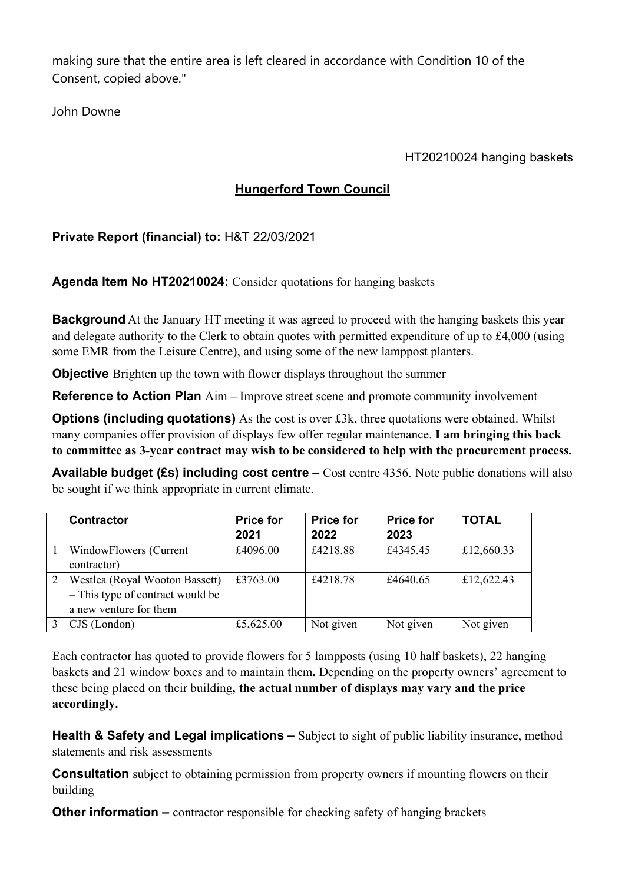making sure that the entire area is left cleared in accordance with Condition 10 of the Consent, copied above."

John Downe

HT20210024 hanging baskets

## **Hungerford Town Council**

**Private Report (financial) to:** H&T 22/03/2021

**Agenda Item No HT20210024:** Consider quotations for hanging baskets

**Background** At the January HT meeting it was agreed to proceed with the hanging baskets this year and delegate authority to the Clerk to obtain quotes with permitted expenditure of up to £4,000 (using some EMR from the Leisure Centre), and using some of the new lamppost planters.

**Objective** Brighten up the town with flower displays throughout the summer

**Reference to Action Plan** Aim – Improve street scene and promote community involvement

**Options (including quotations)** As the cost is over £3k, three quotations were obtained. Whilst many companies offer provision of displays few offer regular maintenance. **I am bringing this back to committee as 3-year contract may wish to be considered to help with the procurement process.**

**Available budget (£s) including cost centre –** Cost centre 4356. Note public donations will also be sought if we think appropriate in current climate.

| | Contractor | Price for 2021 | Price for 2022 | Price for 2023 | TOTAL |
|---|---|---|---|---|---|
| 1 | WindowFlowers (Current contractor) | £4096.00 | £4218.88 | £4345.45 | £12,660.33 |
| 2 | Westlea (Royal Wooton Bassett) – This type of contract would be a new venture for them | £3763.00 | £4218.78 | £4640.65 | £12,622.43 |
| 3 | CJS (London) | £5,625.00 | Not given | Not given | Not given |

Each contractor has quoted to provide flowers for 5 lampposts (using 10 half baskets), 22 hanging baskets and 21 window boxes and to maintain them**.** Depending on the property owners' agreement to these being placed on their building**, the actual number of displays may vary and the price accordingly.**

**Health & Safety and Legal implications –** Subject to sight of public liability insurance, method statements and risk assessments

**Consultation** subject to obtaining permission from property owners if mounting flowers on their building

**Other information –** contractor responsible for checking safety of hanging brackets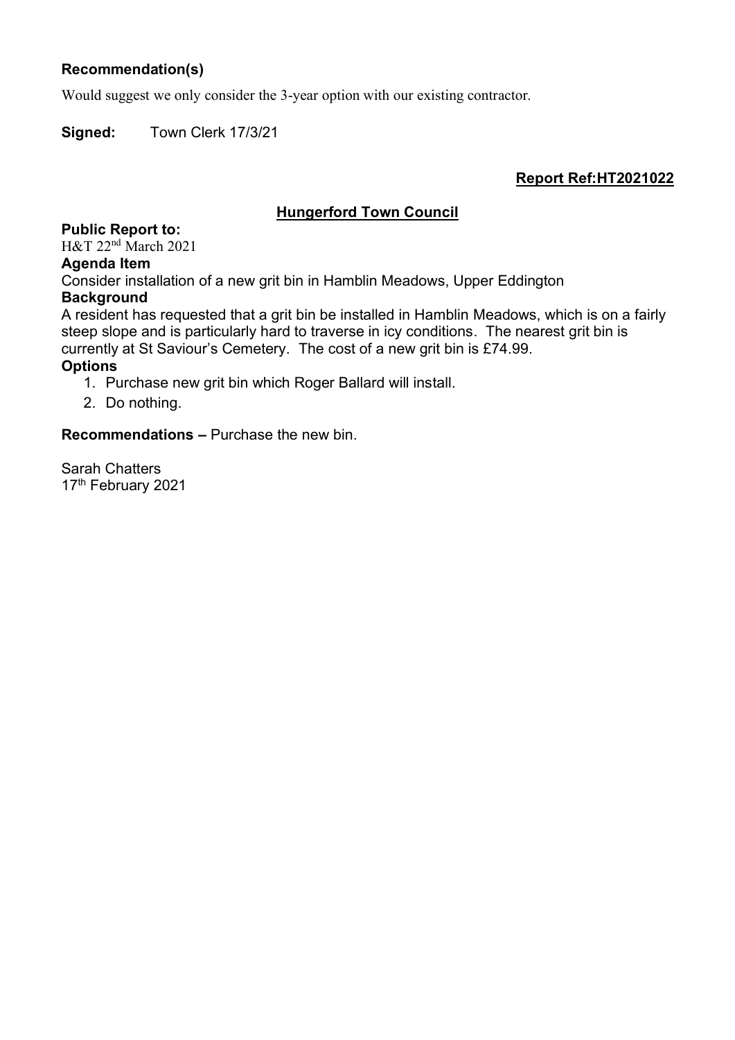**Recommendation(s)**

Would suggest we only consider the 3-year option with our existing contractor.

**Signed:** Town Clerk 17/3/21

**Report Ref:HT2021022**

## Hungerford Town Council

**Public Report to:**

H&T 22nd March 2021

**Agenda Item**

Consider installation of a new grit bin in Hamblin Meadows, Upper Eddington

**Background**

A resident has requested that a grit bin be installed in Hamblin Meadows, which is on a fairly steep slope and is particularly hard to traverse in icy conditions. The nearest grit bin is currently at St Saviour's Cemetery. The cost of a new grit bin is £74.99.

**Options**

1. Purchase new grit bin which Roger Ballard will install.
2. Do nothing.

**Recommendations –** Purchase the new bin.

Sarah Chatters
17th February 2021